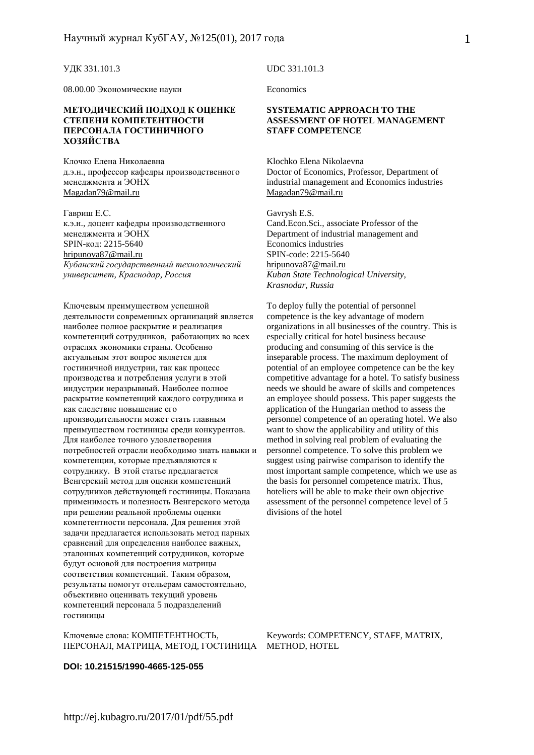УДК 331.101.3

08.00.00 Экономические науки

**МЕТОДИЧЕСКИЙ ПОДХОД К ОЦЕНКЕ СТЕПЕНИ КОМПЕТЕНТНОСТИ ПЕРСОНАЛА ГОСТИНИЧНОГО ХОЗЯЙСТВА**

Клочко Елена Николаевна
д.э.н., профессор кафедры производственного менеджмента и ЭОНХ
Magadan79@mail.ru

Гавриш Е.С.
к.э.н., доцент кафедры производственного менеджмента и ЭОНХ
SPIN-код: 2215-5640
hripunova87@mail.ru
*Кубанский государственный технологический университет, Краснодар, Россия*

Ключевым преимуществом успешной деятельности современных организаций является наиболее полное раскрытие и реализация компетенций сотрудников, работающих во всех отраслях экономики страны. Особенно актуальным этот вопрос является для гостиничной индустрии, так как процесс производства и потребления услуги в этой индустрии неразрывный. Наиболее полное раскрытие компетенций каждого сотрудника и как следствие повышение его производительности может стать главным преимуществом гостиницы среди конкурентов. Для наиболее точного удовлетворения потребностей отрасли необходимо знать навыки и компетенции, которые предъявляются к сотруднику. В этой статье предлагается Венгерский метод для оценки компетенций сотрудников действующей гостиницы. Показана применимость и полезность Венгерского метода при решении реальной проблемы оценки компетентности персонала. Для решения этой задачи предлагается использовать метод парных сравнений для определения наиболее важных, эталонных компетенций сотрудников, которые будут основой для построения матрицы соответствия компетенций. Таким образом, результаты помогут отельерам самостоятельно, объективно оценивать текущий уровень компетенций персонала 5 подразделений гостиницы

Ключевые слова: КОМПЕТЕНТНОСТЬ, ПЕРСОНАЛ, МАТРИЦА, МЕТОД, ГОСТИНИЦА

UDC 331.101.3

Economics

**SYSTEMATIC APPROACH TO THE ASSESSMENT OF HOTEL MANAGEMENT STAFF COMPETENCE**

Klochko Elena Nikolaevna
Doctor of Economics, Professor, Department of industrial management and Economics industries
Magadan79@mail.ru

Gavrysh E.S.
Cand.Econ.Sci., associate Professor of the Department of industrial management and Economics industries
SPIN-code: 2215-5640
hripunova87@mail.ru
*Kuban State Technological University, Krasnodar, Russia*

To deploy fully the potential of personnel competence is the key advantage of modern organizations in all businesses of the country. This is especially critical for hotel business because producing and consuming of this service is the inseparable process. The maximum deployment of potential of an employee competence can be the key competitive advantage for a hotel. To satisfy business needs we should be aware of skills and competences an employee should possess. This paper suggests the application of the Hungarian method to assess the personnel competence of an operating hotel. We also want to show the applicability and utility of this method in solving real problem of evaluating the personnel competence. To solve this problem we suggest using pairwise comparison to identify the most important sample competence, which we use as the basis for personnel competence matrix. Thus, hoteliers will be able to make their own objective assessment of the personnel competence level of 5 divisions of the hotel

Keywords: COMPETENCY, STAFF, MATRIX, METHOD, HOTEL

**DOI: 10.21515/1990-4665-125-055**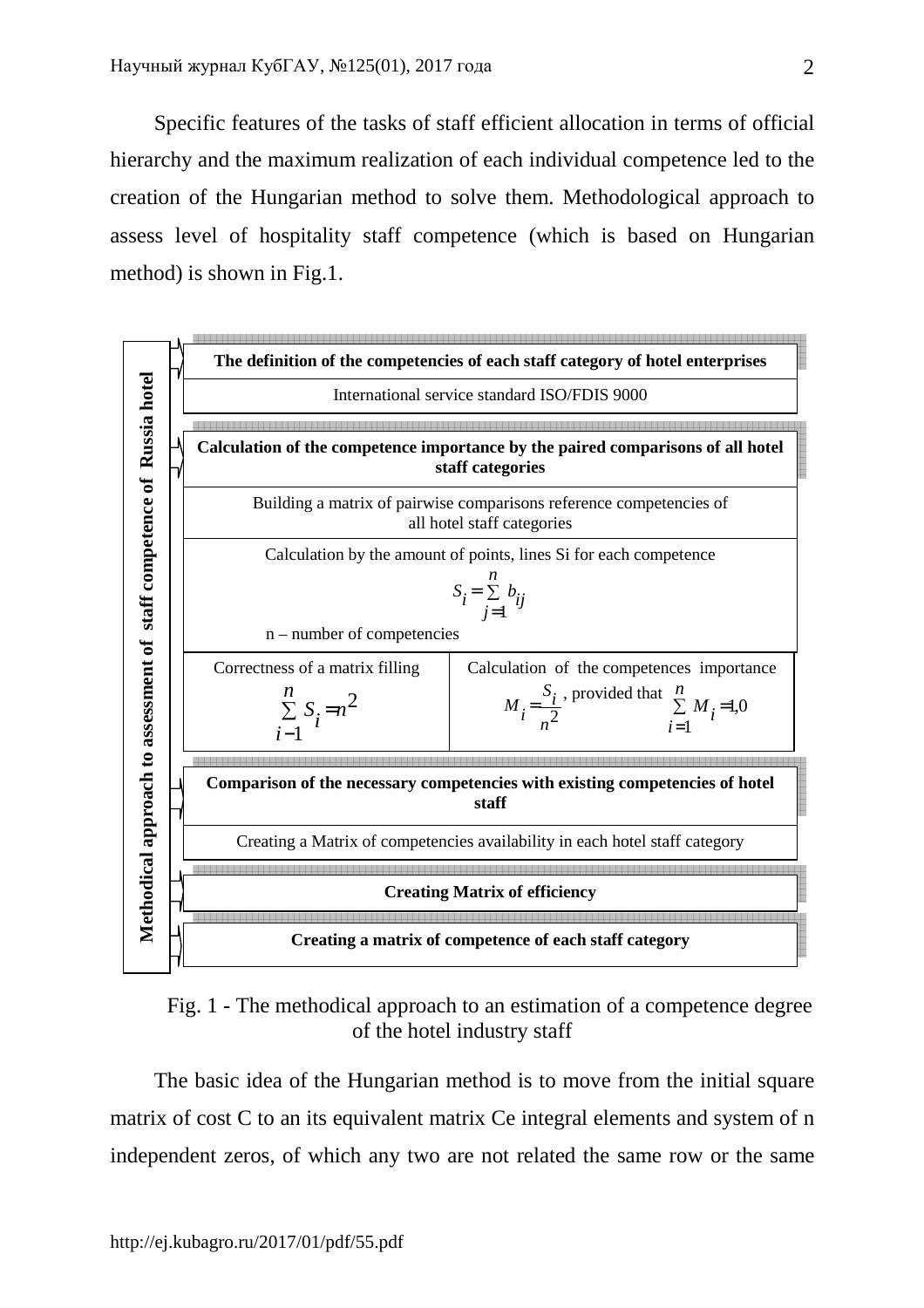Specific features of the tasks of staff efficient allocation in terms of official hierarchy and the maximum realization of each individual competence led to the creation of the Hungarian method to solve them. Methodological approach to assess level of hospitality staff competence (which is based on Hungarian method) is shown in Fig.1.

**Methodical approach to assessment of staff competence of Russia hotel**

**The definition of the competencies of each staff category of hotel enterprises**

International service standard ISO/FDIS 9000

**Calculation of the competence importance by the paired comparisons of all hotel staff categories**

Building a matrix of pairwise comparisons reference competencies of all hotel staff categories

Calculation by the amount of points, lines Si for each competence

$$S_i = \sum_{j=1}^{n} b_{ij}$$

n – number of competencies

| Correctness of a matrix filling | Calculation of the competences importance |
|---|---|
| $\sum_{i=1}^{n} S_i = n^2$ | $M_i = \frac{S_i}{n^2}$, provided that $\sum_{i=1}^{n} M_i = 1{,}0$ |

**Comparison of the necessary competencies with existing competencies of hotel staff**

Creating a Matrix of competencies availability in each hotel staff category

**Creating Matrix of efficiency**

**Creating a matrix of competence of each staff category**

Fig. 1 - The methodical approach to an estimation of a competence degree of the hotel industry staff

The basic idea of the Hungarian method is to move from the initial square matrix of cost C to an its equivalent matrix Ce integral elements and system of n independent zeros, of which any two are not related the same row or the same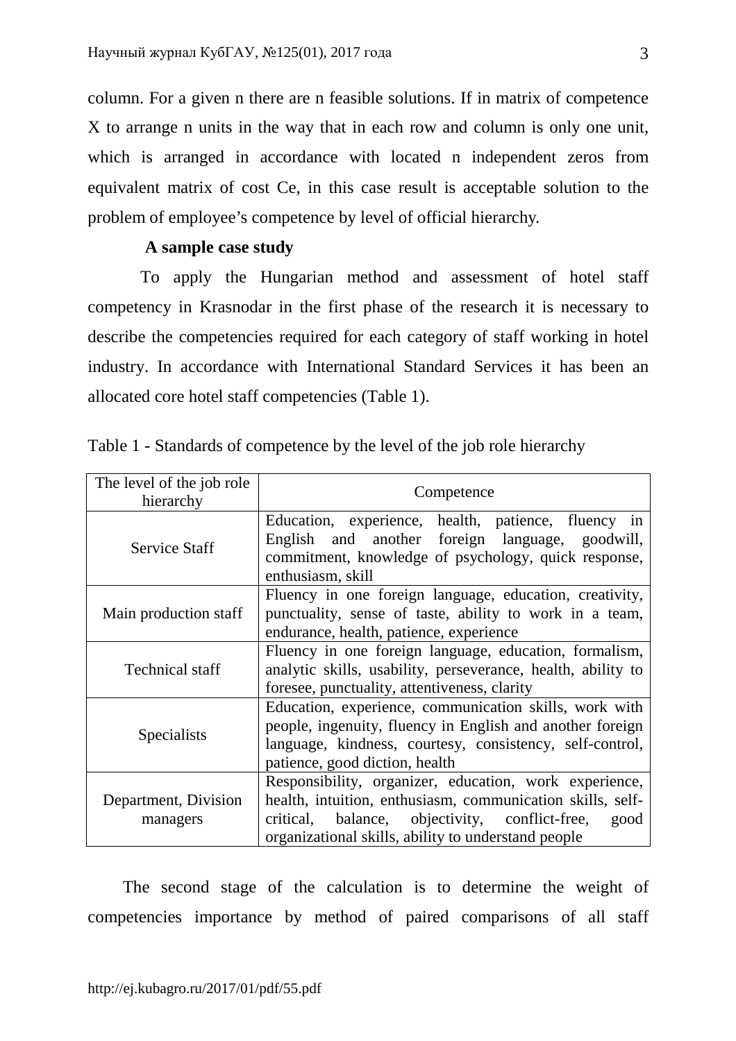column. For a given n there are n feasible solutions. If in matrix of competence X to arrange n units in the way that in each row and column is only one unit, which is arranged in accordance with located n independent zeros from equivalent matrix of cost Ce, in this case result is acceptable solution to the problem of employee's competence by level of official hierarchy.

**A sample case study**

To apply the Hungarian method and assessment of hotel staff competency in Krasnodar in the first phase of the research it is necessary to describe the competencies required for each category of staff working in hotel industry. In accordance with International Standard Services it has been an allocated core hotel staff competencies (Table 1).

Table 1 - Standards of competence by the level of the job role hierarchy

| The level of the job role hierarchy | Competence |
|---|---|
| Service Staff | Education, experience, health, patience, fluency in English and another foreign language, goodwill, commitment, knowledge of psychology, quick response, enthusiasm, skill |
| Main production staff | Fluency in one foreign language, education, creativity, punctuality, sense of taste, ability to work in a team, endurance, health, patience, experience |
| Technical staff | Fluency in one foreign language, education, formalism, analytic skills, usability, perseverance, health, ability to foresee, punctuality, attentiveness, clarity |
| Specialists | Education, experience, communication skills, work with people, ingenuity, fluency in English and another foreign language, kindness, courtesy, consistency, self-control, patience, good diction, health |
| Department, Division managers | Responsibility, organizer, education, work experience, health, intuition, enthusiasm, communication skills, self-critical, balance, objectivity, conflict-free, good organizational skills, ability to understand people |

The second stage of the calculation is to determine the weight of competencies importance by method of paired comparisons of all staff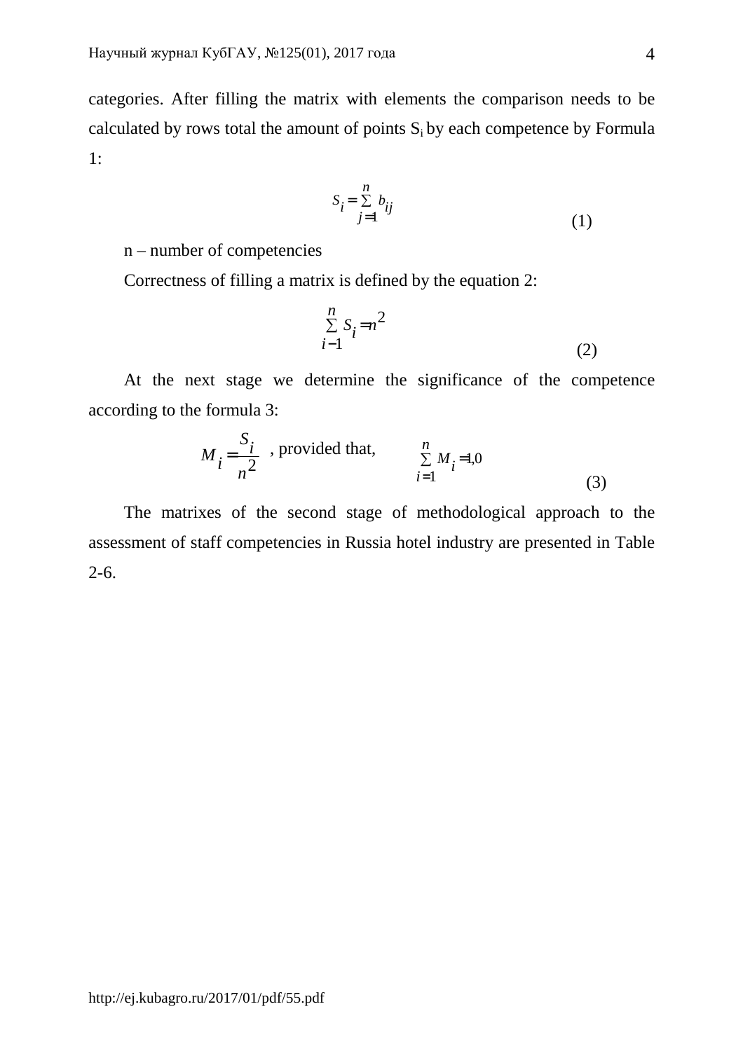categories. After filling the matrix with elements the comparison needs to be calculated by rows total the amount of points $S_i$ by each competence by Formula 1:

$$S_i = \sum_{j=1}^{n} b_{ij} \qquad (1)$$

n – number of competencies

Correctness of filling a matrix is defined by the equation 2:

$$\sum_{i-1}^{n} S_i = n^2 \qquad (2)$$

At the next stage we determine the significance of the competence according to the formula 3:

$$M_i = \frac{S_i}{n^2} \text{ , provided that, } \quad \sum_{i=1}^{n} M_i = 1{,}0 \qquad (3)$$

The matrixes of the second stage of methodological approach to the assessment of staff competencies in Russia hotel industry are presented in Table 2-6.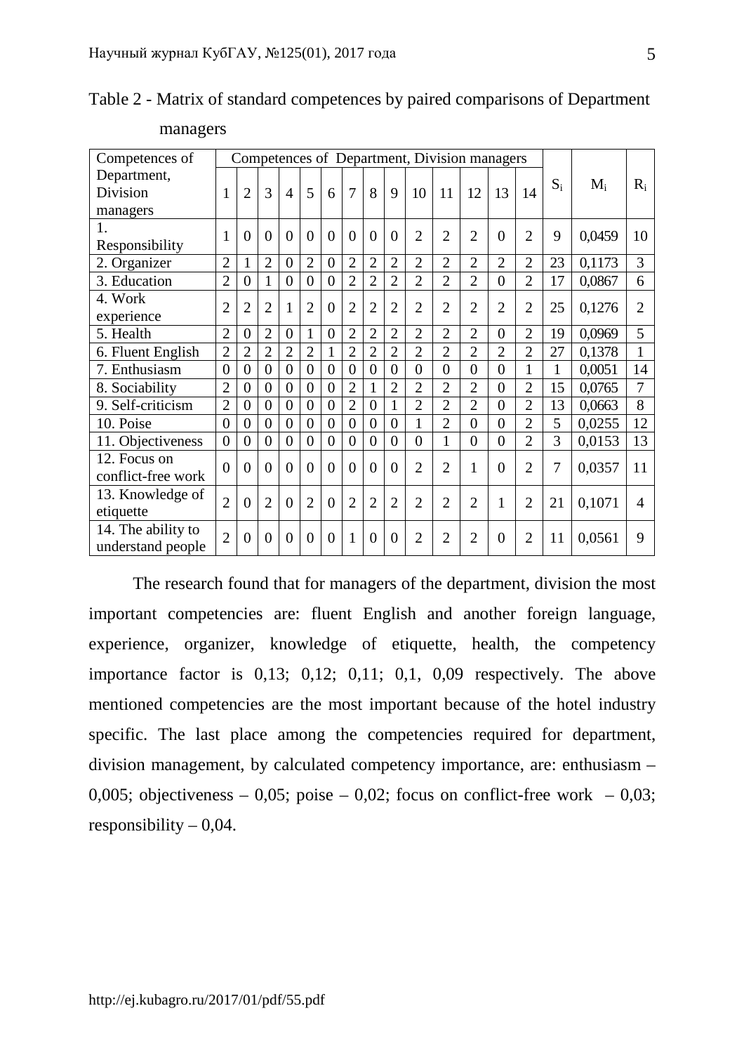Table 2 - Matrix of standard competences by paired comparisons of Department managers

| Competences of Department, Division managers | Competences of Department, Division managers | | | | | | | | | | | | | | $S_i$ | $M_i$ | $R_i$ |
|---|---|---|---|---|---|---|---|---|---|---|---|---|---|---|---|---|---|
| | 1 | 2 | 3 | 4 | 5 | 6 | 7 | 8 | 9 | 10 | 11 | 12 | 13 | 14 | | | |
| 1. Responsibility | 1 | 0 | 0 | 0 | 0 | 0 | 0 | 0 | 0 | 2 | 2 | 2 | 0 | 2 | 9 | 0,0459 | 10 |
| 2. Organizer | 2 | 1 | 2 | 0 | 2 | 0 | 2 | 2 | 2 | 2 | 2 | 2 | 2 | 2 | 23 | 0,1173 | 3 |
| 3. Education | 2 | 0 | 1 | 0 | 0 | 0 | 2 | 2 | 2 | 2 | 2 | 2 | 0 | 2 | 17 | 0,0867 | 6 |
| 4. Work experience | 2 | 2 | 2 | 1 | 2 | 0 | 2 | 2 | 2 | 2 | 2 | 2 | 2 | 2 | 25 | 0,1276 | 2 |
| 5. Health | 2 | 0 | 2 | 0 | 1 | 0 | 2 | 2 | 2 | 2 | 2 | 2 | 0 | 2 | 19 | 0,0969 | 5 |
| 6. Fluent English | 2 | 2 | 2 | 2 | 2 | 1 | 2 | 2 | 2 | 2 | 2 | 2 | 2 | 2 | 27 | 0,1378 | 1 |
| 7. Enthusiasm | 0 | 0 | 0 | 0 | 0 | 0 | 0 | 0 | 0 | 0 | 0 | 0 | 0 | 1 | 1 | 0,0051 | 14 |
| 8. Sociability | 2 | 0 | 0 | 0 | 0 | 0 | 2 | 1 | 2 | 2 | 2 | 2 | 0 | 2 | 15 | 0,0765 | 7 |
| 9. Self-criticism | 2 | 0 | 0 | 0 | 0 | 0 | 2 | 0 | 1 | 2 | 2 | 2 | 0 | 2 | 13 | 0,0663 | 8 |
| 10. Poise | 0 | 0 | 0 | 0 | 0 | 0 | 0 | 0 | 0 | 1 | 2 | 0 | 0 | 2 | 5 | 0,0255 | 12 |
| 11. Objectiveness | 0 | 0 | 0 | 0 | 0 | 0 | 0 | 0 | 0 | 0 | 1 | 0 | 0 | 2 | 3 | 0,0153 | 13 |
| 12. Focus on conflict-free work | 0 | 0 | 0 | 0 | 0 | 0 | 0 | 0 | 0 | 2 | 2 | 1 | 0 | 2 | 7 | 0,0357 | 11 |
| 13. Knowledge of etiquette | 2 | 0 | 2 | 0 | 2 | 0 | 2 | 2 | 2 | 2 | 2 | 2 | 1 | 2 | 21 | 0,1071 | 4 |
| 14. The ability to understand people | 2 | 0 | 0 | 0 | 0 | 0 | 1 | 0 | 0 | 2 | 2 | 2 | 0 | 2 | 11 | 0,0561 | 9 |

The research found that for managers of the department, division the most important competencies are: fluent English and another foreign language, experience, organizer, knowledge of etiquette, health, the competency importance factor is 0,13; 0,12; 0,11; 0,1, 0,09 respectively. The above mentioned competencies are the most important because of the hotel industry specific. The last place among the competencies required for department, division management, by calculated competency importance, are: enthusiasm – 0,005; objectiveness – 0,05; poise – 0,02; focus on conflict-free work – 0,03; responsibility – 0,04.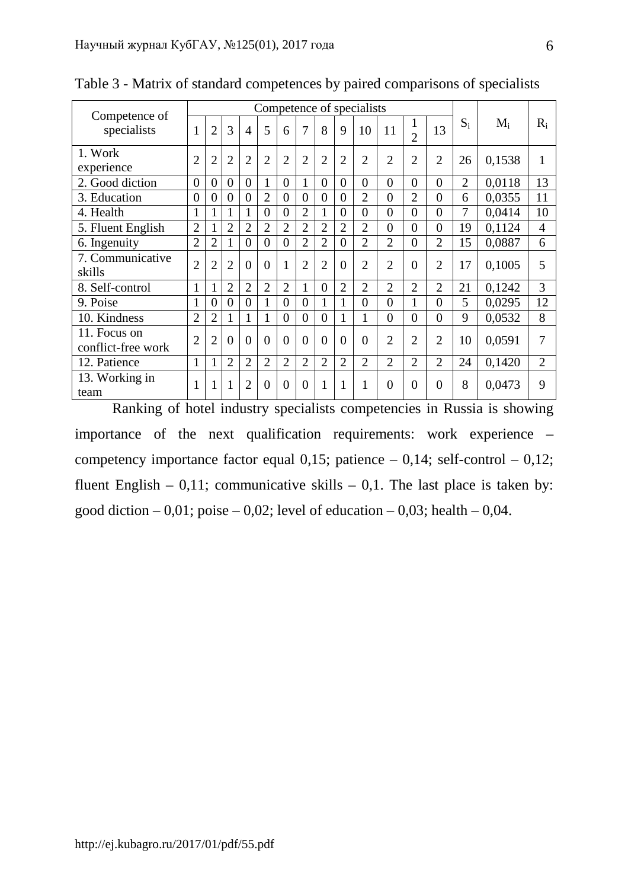Table 3 - Matrix of standard competences by paired comparisons of specialists

| Competence of specialists | Competence of specialists | | | | | | | | | | | | | $S_i$ | $M_i$ | $R_i$ |
|---|---|---|---|---|---|---|---|---|---|---|---|---|---|---|---|---|
| | 1 | 2 | 3 | 4 | 5 | 6 | 7 | 8 | 9 | 10 | 11 | 12 | 13 | | | |
| 1. Work experience | 2 | 2 | 2 | 2 | 2 | 2 | 2 | 2 | 2 | 2 | 2 | 2 | 2 | 26 | 0,1538 | 1 |
| 2. Good diction | 0 | 0 | 0 | 0 | 1 | 0 | 1 | 0 | 0 | 0 | 0 | 0 | 0 | 2 | 0,0118 | 13 |
| 3. Education | 0 | 0 | 0 | 0 | 2 | 0 | 0 | 0 | 0 | 2 | 0 | 2 | 0 | 6 | 0,0355 | 11 |
| 4. Health | 1 | 1 | 1 | 1 | 0 | 0 | 2 | 1 | 0 | 0 | 0 | 0 | 0 | 7 | 0,0414 | 10 |
| 5. Fluent English | 2 | 1 | 2 | 2 | 2 | 2 | 2 | 2 | 2 | 2 | 0 | 0 | 0 | 19 | 0,1124 | 4 |
| 6. Ingenuity | 2 | 2 | 1 | 0 | 0 | 0 | 2 | 2 | 0 | 2 | 2 | 0 | 2 | 15 | 0,0887 | 6 |
| 7. Communicative skills | 2 | 2 | 2 | 0 | 0 | 1 | 2 | 2 | 0 | 2 | 2 | 0 | 2 | 17 | 0,1005 | 5 |
| 8. Self-control | 1 | 1 | 2 | 2 | 2 | 2 | 1 | 0 | 2 | 2 | 2 | 2 | 2 | 21 | 0,1242 | 3 |
| 9. Poise | 1 | 0 | 0 | 0 | 1 | 0 | 0 | 1 | 1 | 0 | 0 | 1 | 0 | 5 | 0,0295 | 12 |
| 10. Kindness | 2 | 2 | 1 | 1 | 1 | 0 | 0 | 0 | 1 | 1 | 0 | 0 | 0 | 9 | 0,0532 | 8 |
| 11. Focus on conflict-free work | 2 | 2 | 0 | 0 | 0 | 0 | 0 | 0 | 0 | 0 | 2 | 2 | 2 | 10 | 0,0591 | 7 |
| 12. Patience | 1 | 1 | 2 | 2 | 2 | 2 | 2 | 2 | 2 | 2 | 2 | 2 | 2 | 24 | 0,1420 | 2 |
| 13. Working in team | 1 | 1 | 1 | 2 | 0 | 0 | 0 | 1 | 1 | 1 | 0 | 0 | 0 | 8 | 0,0473 | 9 |

Ranking of hotel industry specialists competencies in Russia is showing importance of the next qualification requirements: work experience – competency importance factor equal 0,15; patience – 0,14; self-control – 0,12; fluent English – 0,11; communicative skills – 0,1. The last place is taken by: good diction – 0,01; poise – 0,02; level of education – 0,03; health – 0,04.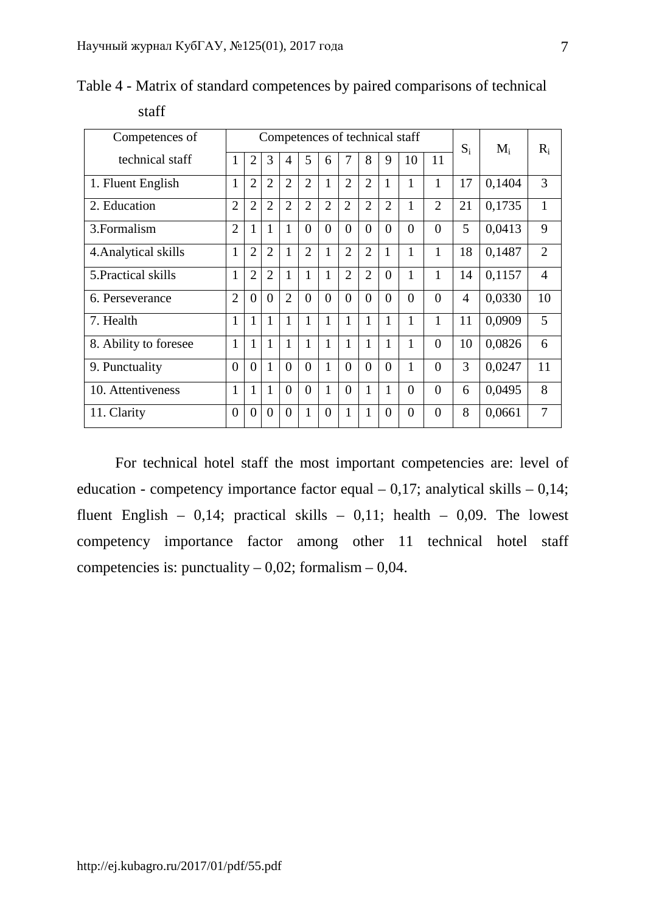Table 4 - Matrix of standard competences by paired comparisons of technical staff

| Competences of technical staff | Competences of technical staff | | | | | | | | | | | $S_i$ | $M_i$ | $R_i$ |
|---|---|---|---|---|---|---|---|---|---|---|---|---|---|---|
| | 1 | 2 | 3 | 4 | 5 | 6 | 7 | 8 | 9 | 10 | 11 | | | |
| 1. Fluent English | 1 | 2 | 2 | 2 | 2 | 1 | 2 | 2 | 1 | 1 | 1 | 17 | 0,1404 | 3 |
| 2. Education | 2 | 2 | 2 | 2 | 2 | 2 | 2 | 2 | 2 | 1 | 2 | 21 | 0,1735 | 1 |
| 3.Formalism | 2 | 1 | 1 | 1 | 0 | 0 | 0 | 0 | 0 | 0 | 0 | 5 | 0,0413 | 9 |
| 4.Analytical skills | 1 | 2 | 2 | 1 | 2 | 1 | 2 | 2 | 1 | 1 | 1 | 18 | 0,1487 | 2 |
| 5.Practical skills | 1 | 2 | 2 | 1 | 1 | 1 | 2 | 2 | 0 | 1 | 1 | 14 | 0,1157 | 4 |
| 6. Perseverance | 2 | 0 | 0 | 2 | 0 | 0 | 0 | 0 | 0 | 0 | 0 | 4 | 0,0330 | 10 |
| 7. Health | 1 | 1 | 1 | 1 | 1 | 1 | 1 | 1 | 1 | 1 | 1 | 11 | 0,0909 | 5 |
| 8. Ability to foresee | 1 | 1 | 1 | 1 | 1 | 1 | 1 | 1 | 1 | 1 | 0 | 10 | 0,0826 | 6 |
| 9. Punctuality | 0 | 0 | 1 | 0 | 0 | 1 | 0 | 0 | 0 | 1 | 0 | 3 | 0,0247 | 11 |
| 10. Attentiveness | 1 | 1 | 1 | 0 | 0 | 1 | 0 | 1 | 1 | 0 | 0 | 6 | 0,0495 | 8 |
| 11. Clarity | 0 | 0 | 0 | 0 | 1 | 0 | 1 | 1 | 0 | 0 | 0 | 8 | 0,0661 | 7 |

For technical hotel staff the most important competencies are: level of education - competency importance factor equal – 0,17; analytical skills – 0,14; fluent English – 0,14; practical skills – 0,11; health – 0,09. The lowest competency importance factor among other 11 technical hotel staff competencies is: punctuality – 0,02; formalism – 0,04.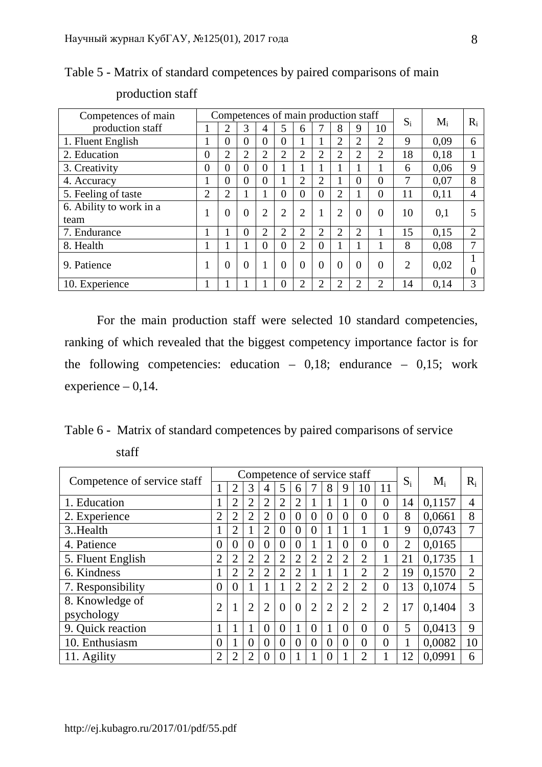Table 5 - Matrix of standard competences by paired comparisons of main production staff

| Competences of main production staff | Competences of main production staff | | | | | | | | | | $S_i$ | $M_i$ | $R_i$ |
|---|---|---|---|---|---|---|---|---|---|---|---|---|---|
| | 1 | 2 | 3 | 4 | 5 | 6 | 7 | 8 | 9 | 10 | | | |
| 1. Fluent English | 1 | 0 | 0 | 0 | 0 | 1 | 1 | 2 | 2 | 2 | 9 | 0,09 | 6 |
| 2. Education | 0 | 2 | 2 | 2 | 2 | 2 | 2 | 2 | 2 | 2 | 18 | 0,18 | 1 |
| 3. Creativity | 0 | 0 | 0 | 0 | 1 | 1 | 1 | 1 | 1 | 1 | 6 | 0,06 | 9 |
| 4. Accuracy | 1 | 0 | 0 | 0 | 1 | 2 | 2 | 1 | 0 | 0 | 7 | 0,07 | 8 |
| 5. Feeling of taste | 2 | 2 | 1 | 1 | 0 | 0 | 0 | 2 | 1 | 0 | 11 | 0,11 | 4 |
| 6. Ability to work in a team | 1 | 0 | 0 | 2 | 2 | 2 | 1 | 2 | 0 | 0 | 10 | 0,1 | 5 |
| 7. Endurance | 1 | 1 | 0 | 2 | 2 | 2 | 2 | 2 | 2 | 1 | 15 | 0,15 | 2 |
| 8. Health | 1 | 1 | 1 | 0 | 0 | 2 | 0 | 1 | 1 | 1 | 8 | 0,08 | 7 |
| 9. Patience | 1 | 0 | 0 | 1 | 0 | 0 | 0 | 0 | 0 | 0 | 2 | 0,02 | 10 |
| 10. Experience | 1 | 1 | 1 | 1 | 0 | 2 | 2 | 2 | 2 | 2 | 14 | 0,14 | 3 |

For the main production staff were selected 10 standard competencies, ranking of which revealed that the biggest competency importance factor is for the following competencies: education – 0,18; endurance – 0,15; work experience – 0,14.

Table 6 - Matrix of standard competences by paired comparisons of service staff

| Competence of service staff | Competence of service staff | | | | | | | | | | | $S_i$ | $M_i$ | $R_i$ |
|---|---|---|---|---|---|---|---|---|---|---|---|---|---|---|
| | 1 | 2 | 3 | 4 | 5 | 6 | 7 | 8 | 9 | 10 | 11 | | | |
| 1. Education | 1 | 2 | 2 | 2 | 2 | 2 | 1 | 1 | 1 | 0 | 0 | 14 | 0,1157 | 4 |
| 2. Experience | 2 | 2 | 2 | 2 | 0 | 0 | 0 | 0 | 0 | 0 | 0 | 8 | 0,0661 | 8 |
| 3..Health | 1 | 2 | 1 | 2 | 0 | 0 | 0 | 1 | 1 | 1 | 1 | 9 | 0,0743 | 7 |
| 4. Patience | 0 | 0 | 0 | 0 | 0 | 0 | 1 | 1 | 0 | 0 | 0 | 2 | 0,0165 | |
| 5. Fluent English | 2 | 2 | 2 | 2 | 2 | 2 | 2 | 2 | 2 | 2 | 1 | 21 | 0,1735 | 1 |
| 6. Kindness | 1 | 2 | 2 | 2 | 2 | 2 | 1 | 1 | 1 | 2 | 2 | 19 | 0,1570 | 2 |
| 7. Responsibility | 0 | 0 | 1 | 1 | 1 | 2 | 2 | 2 | 2 | 2 | 0 | 13 | 0,1074 | 5 |
| 8. Knowledge of psychology | 2 | 1 | 2 | 2 | 0 | 0 | 2 | 2 | 2 | 2 | 2 | 17 | 0,1404 | 3 |
| 9. Quick reaction | 1 | 1 | 1 | 0 | 0 | 1 | 0 | 1 | 0 | 0 | 0 | 5 | 0,0413 | 9 |
| 10. Enthusiasm | 0 | 1 | 0 | 0 | 0 | 0 | 0 | 0 | 0 | 0 | 0 | 1 | 0,0082 | 10 |
| 11. Agility | 2 | 2 | 2 | 0 | 0 | 1 | 1 | 0 | 1 | 2 | 1 | 12 | 0,0991 | 6 |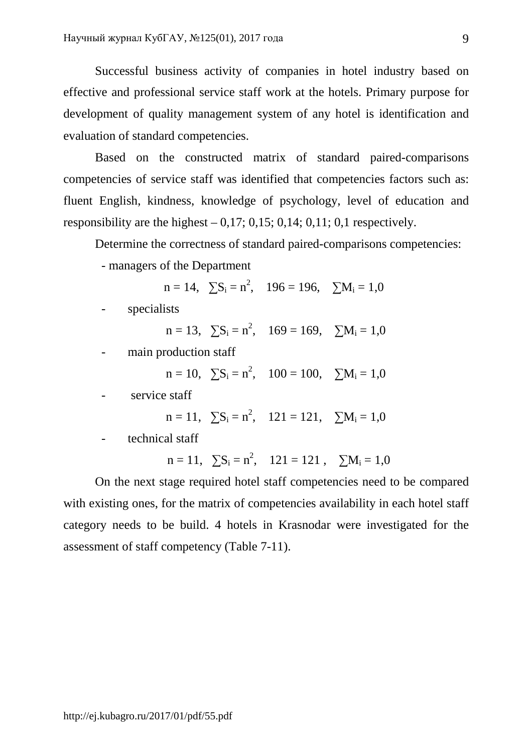Successful business activity of companies in hotel industry based on effective and professional service staff work at the hotels. Primary purpose for development of quality management system of any hotel is identification and evaluation of standard competencies.

Based on the constructed matrix of standard paired-comparisons competencies of service staff was identified that competencies factors such as: fluent English, kindness, knowledge of psychology, level of education and responsibility are the highest – 0,17; 0,15; 0,14; 0,11; 0,1 respectively.

Determine the correctness of standard paired-comparisons competencies:

- managers of the Department

$$n = 14, \quad \sum S_i = n^2, \quad 196 = 196, \quad \sum M_i = 1,0$$

- specialists

$$n = 13, \quad \sum S_i = n^2, \quad 169 = 169, \quad \sum M_i = 1,0$$

- main production staff

$$n = 10, \quad \sum S_i = n^2, \quad 100 = 100, \quad \sum M_i = 1,0$$

- service staff

$$n = 11, \quad \sum S_i = n^2, \quad 121 = 121, \quad \sum M_i = 1,0$$

- technical staff

$$n = 11, \quad \sum S_i = n^2, \quad 121 = 121, \quad \sum M_i = 1,0$$

On the next stage required hotel staff competencies need to be compared with existing ones, for the matrix of competencies availability in each hotel staff category needs to be build. 4 hotels in Krasnodar were investigated for the assessment of staff competency (Table 7-11).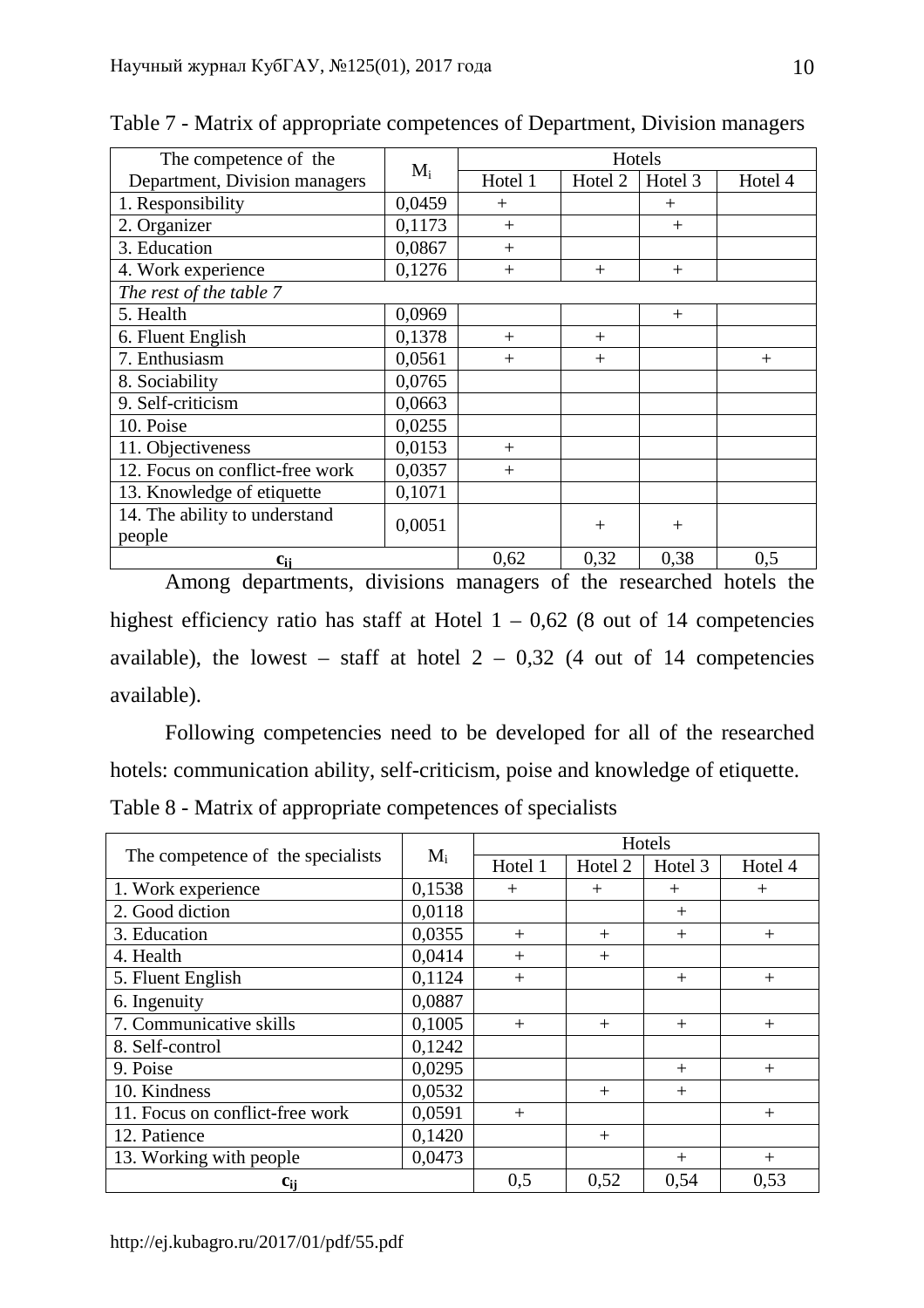Table 7 - Matrix of appropriate competences of Department, Division managers

| The competence of the Department, Division managers | $M_i$ | Hotels | | | |
|---|---|---|---|---|---|
| | | Hotel 1 | Hotel 2 | Hotel 3 | Hotel 4 |
| 1. Responsibility | 0,0459 | + | | + | |
| 2. Organizer | 0,1173 | + | | + | |
| 3. Education | 0,0867 | + | | | |
| 4. Work experience | 0,1276 | + | + | + | |
| *The rest of the table 7* | | | | | |
| 5. Health | 0,0969 | | | + | |
| 6. Fluent English | 0,1378 | + | + | | |
| 7. Enthusiasm | 0,0561 | + | + | | + |
| 8. Sociability | 0,0765 | | | | |
| 9. Self-criticism | 0,0663 | | | | |
| 10. Poise | 0,0255 | | | | |
| 11. Objectiveness | 0,0153 | + | | | |
| 12. Focus on conflict-free work | 0,0357 | + | | | |
| 13. Knowledge of etiquette | 0,1071 | | | | |
| 14. The ability to understand people | 0,0051 | | + | + | |
| $c_{ij}$ | | 0,62 | 0,32 | 0,38 | 0,5 |

Among departments, divisions managers of the researched hotels the highest efficiency ratio has staff at Hotel 1 – 0,62 (8 out of 14 competencies available), the lowest – staff at hotel 2 – 0,32 (4 out of 14 competencies available).

Following competencies need to be developed for all of the researched hotels: communication ability, self-criticism, poise and knowledge of etiquette.

Table 8 - Matrix of appropriate competences of specialists

| The competence of the specialists | $M_i$ | Hotels | | | |
|---|---|---|---|---|---|
| | | Hotel 1 | Hotel 2 | Hotel 3 | Hotel 4 |
| 1. Work experience | 0,1538 | + | + | + | + |
| 2. Good diction | 0,0118 | | | + | |
| 3. Education | 0,0355 | + | + | + | + |
| 4. Health | 0,0414 | + | + | | |
| 5. Fluent English | 0,1124 | + | | + | + |
| 6. Ingenuity | 0,0887 | | | | |
| 7. Communicative skills | 0,1005 | + | + | + | + |
| 8. Self-control | 0,1242 | | | | |
| 9. Poise | 0,0295 | | | + | + |
| 10. Kindness | 0,0532 | | + | + | |
| 11. Focus on conflict-free work | 0,0591 | + | | | + |
| 12. Patience | 0,1420 | | + | | |
| 13. Working with people | 0,0473 | | | + | + |
| $c_{ij}$ | | 0,5 | 0,52 | 0,54 | 0,53 |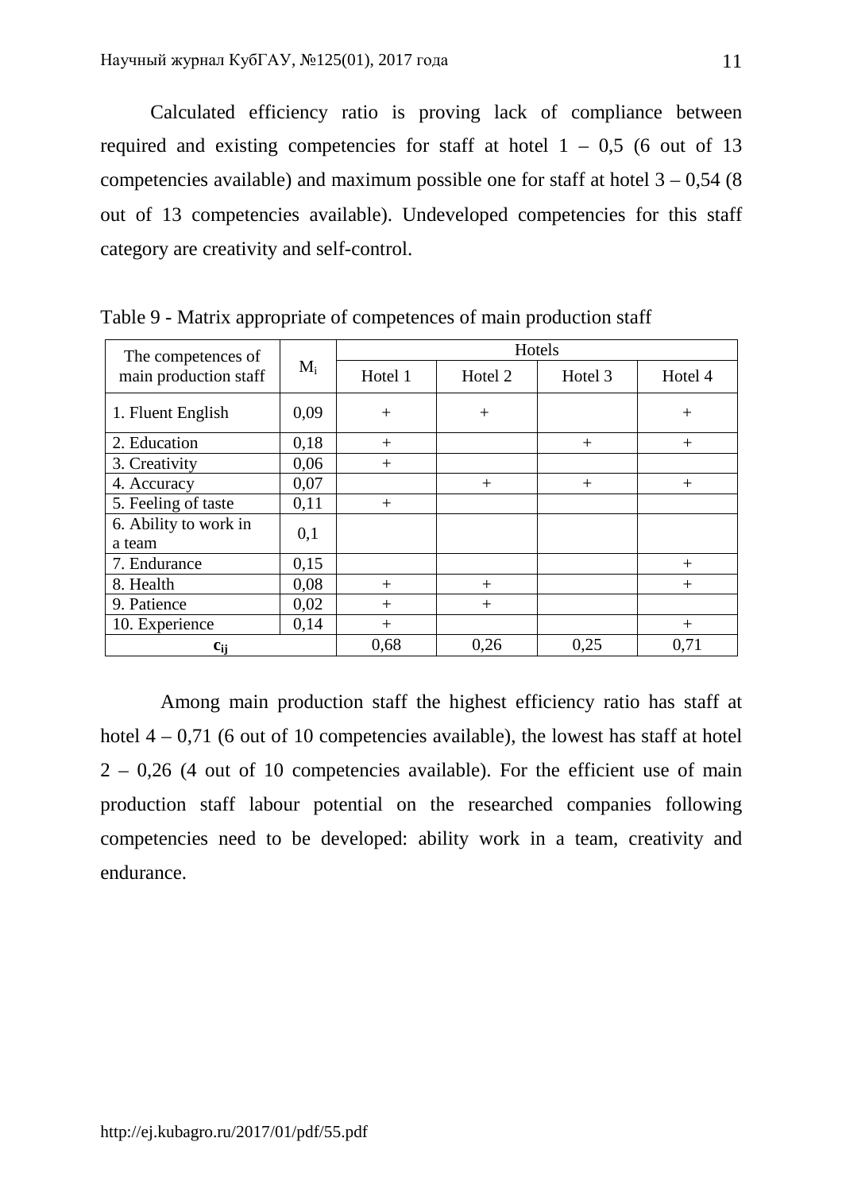Calculated efficiency ratio is proving lack of compliance between required and existing competencies for staff at hotel 1 – 0,5 (6 out of 13 competencies available) and maximum possible one for staff at hotel 3 – 0,54 (8 out of 13 competencies available). Undeveloped competencies for this staff category are creativity and self-control.

Table 9 - Matrix appropriate of competences of main production staff

| The competences of main production staff | $M_i$ | Hotels | | | |
|---|---|---|---|---|---|
| | | Hotel 1 | Hotel 2 | Hotel 3 | Hotel 4 |
| 1. Fluent English | 0,09 | + | + | | + |
| 2. Education | 0,18 | + | | + | + |
| 3. Creativity | 0,06 | + | | | |
| 4. Accuracy | 0,07 | | + | + | + |
| 5. Feeling of taste | 0,11 | + | | | |
| 6. Ability to work in a team | 0,1 | | | | |
| 7. Endurance | 0,15 | | | | + |
| 8. Health | 0,08 | + | + | | + |
| 9. Patience | 0,02 | + | + | | |
| 10. Experience | 0,14 | + | | | + |
| $c_{ij}$ | | 0,68 | 0,26 | 0,25 | 0,71 |

Among main production staff the highest efficiency ratio has staff at hotel 4 – 0,71 (6 out of 10 competencies available), the lowest has staff at hotel 2 – 0,26 (4 out of 10 competencies available). For the efficient use of main production staff labour potential on the researched companies following competencies need to be developed: ability work in a team, creativity and endurance.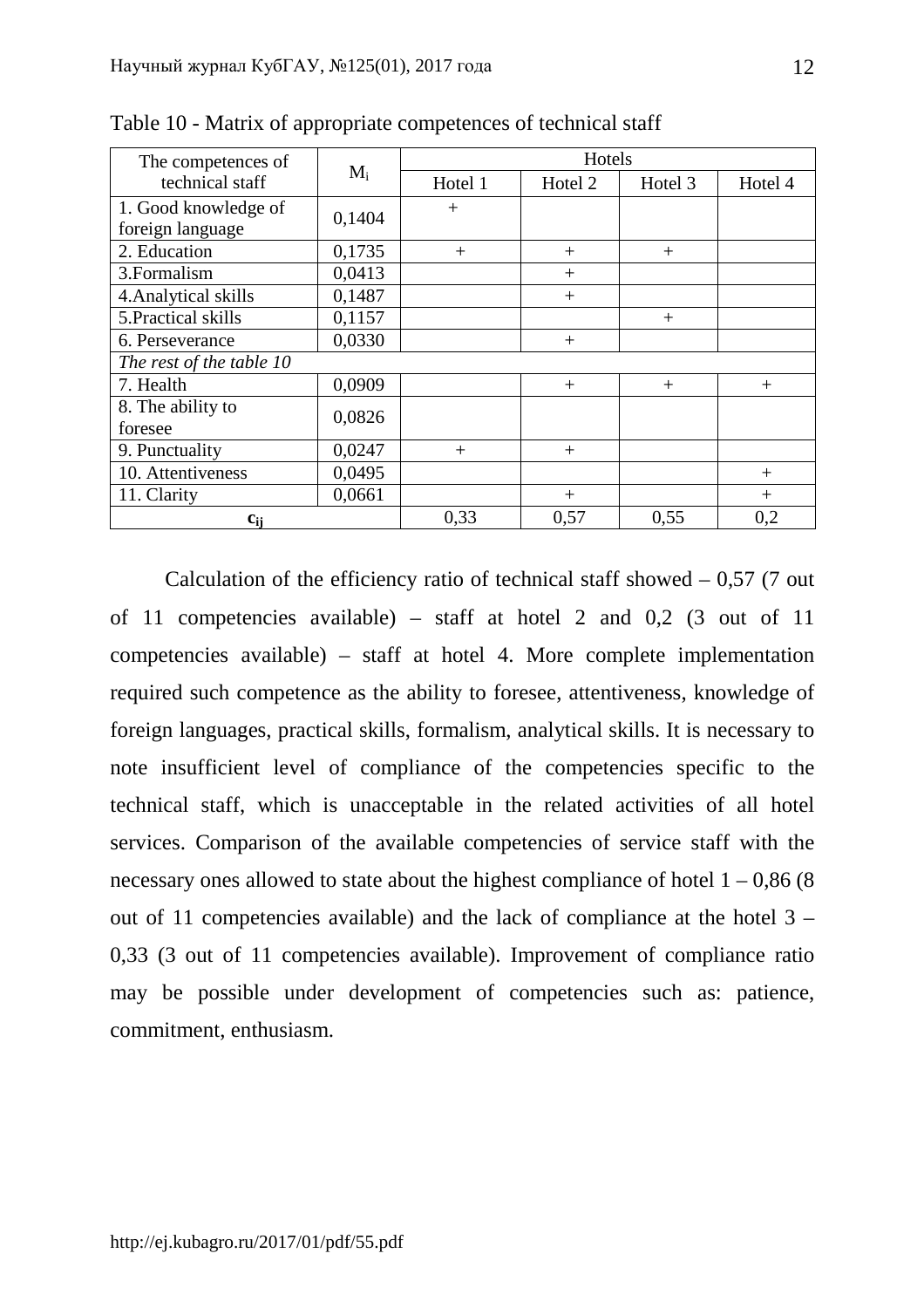Table 10 - Matrix of appropriate competences of technical staff

| The competences of technical staff | $M_i$ | Hotels | | | |
|---|---|---|---|---|---|
| | | Hotel 1 | Hotel 2 | Hotel 3 | Hotel 4 |
| 1. Good knowledge of foreign language | 0,1404 | + | | | |
| 2. Education | 0,1735 | + | + | + | |
| 3.Formalism | 0,0413 | | + | | |
| 4.Analytical skills | 0,1487 | | + | | |
| 5.Practical skills | 0,1157 | | | + | |
| 6. Perseverance | 0,0330 | | + | | |
| *The rest of the table 10* | | | | | |
| 7. Health | 0,0909 | | + | + | + |
| 8. The ability to foresee | 0,0826 | | | | |
| 9. Punctuality | 0,0247 | + | + | | |
| 10. Attentiveness | 0,0495 | | | | + |
| 11. Clarity | 0,0661 | | + | | + |
| $c_{ij}$ | | 0,33 | 0,57 | 0,55 | 0,2 |

Calculation of the efficiency ratio of technical staff showed – 0,57 (7 out of 11 competencies available) – staff at hotel 2 and 0,2 (3 out of 11 competencies available) – staff at hotel 4. More complete implementation required such competence as the ability to foresee, attentiveness, knowledge of foreign languages, practical skills, formalism, analytical skills. It is necessary to note insufficient level of compliance of the competencies specific to the technical staff, which is unacceptable in the related activities of all hotel services. Comparison of the available competencies of service staff with the necessary ones allowed to state about the highest compliance of hotel 1 – 0,86 (8 out of 11 competencies available) and the lack of compliance at the hotel 3 – 0,33 (3 out of 11 competencies available). Improvement of compliance ratio may be possible under development of competencies such as: patience, commitment, enthusiasm.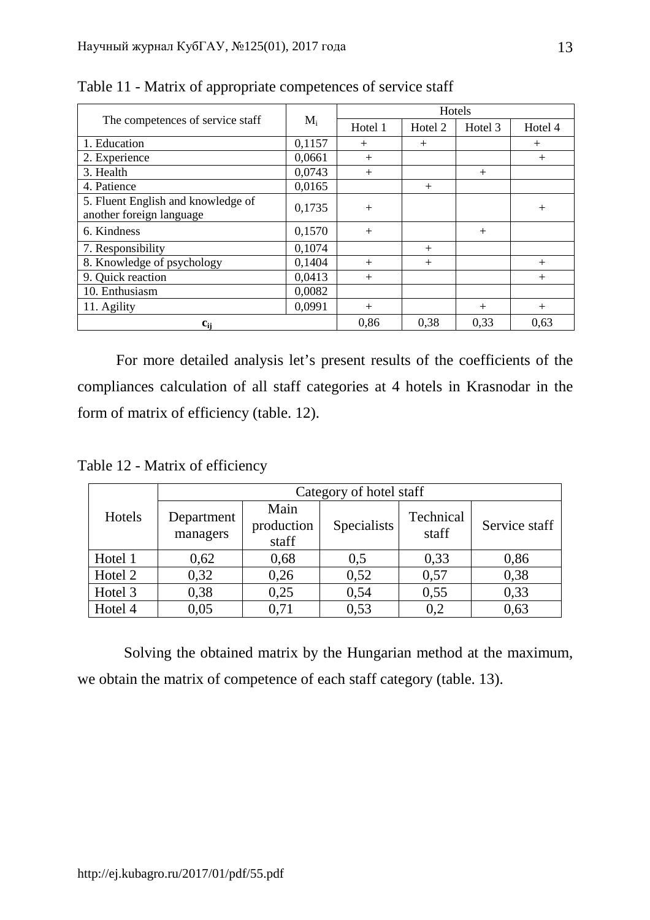Table 11 - Matrix of appropriate competences of service staff

| The competences of service staff | $M_i$ | Hotels | | | |
|---|---|---|---|---|---|
| | | Hotel 1 | Hotel 2 | Hotel 3 | Hotel 4 |
| 1. Education | 0,1157 | + | + | | + |
| 2. Experience | 0,0661 | + | | | + |
| 3. Health | 0,0743 | + | | + | |
| 4. Patience | 0,0165 | | + | | |
| 5. Fluent English and knowledge of another foreign language | 0,1735 | + | | | + |
| 6. Kindness | 0,1570 | + | | + | |
| 7. Responsibility | 0,1074 | | + | | |
| 8. Knowledge of psychology | 0,1404 | + | + | | + |
| 9. Quick reaction | 0,0413 | + | | | + |
| 10. Enthusiasm | 0,0082 | | | | |
| 11. Agility | 0,0991 | + | | + | + |
| $c_{ij}$ | | 0,86 | 0,38 | 0,33 | 0,63 |

For more detailed analysis let's present results of the coefficients of the compliances calculation of all staff categories at 4 hotels in Krasnodar in the form of matrix of efficiency (table. 12).

Table 12 - Matrix of efficiency

| Hotels | Category of hotel staff | | | | |
|---|---|---|---|---|---|
| | Department managers | Main production staff | Specialists | Technical staff | Service staff |
| Hotel 1 | 0,62 | 0,68 | 0,5 | 0,33 | 0,86 |
| Hotel 2 | 0,32 | 0,26 | 0,52 | 0,57 | 0,38 |
| Hotel 3 | 0,38 | 0,25 | 0,54 | 0,55 | 0,33 |
| Hotel 4 | 0,05 | 0,71 | 0,53 | 0,2 | 0,63 |

Solving the obtained matrix by the Hungarian method at the maximum, we obtain the matrix of competence of each staff category (table. 13).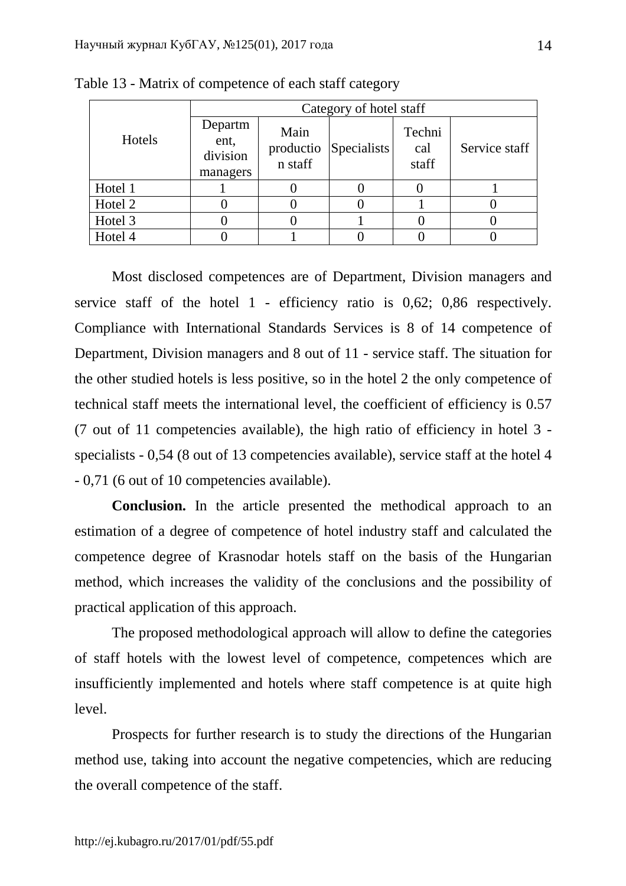Table 13 - Matrix of competence of each staff category

| Hotels | Category of hotel staff | | | | |
|---|---|---|---|---|---|
| | Department, division managers | Main production staff | Specialists | Technical staff | Service staff |
| Hotel 1 | 1 | 0 | 0 | 0 | 1 |
| Hotel 2 | 0 | 0 | 0 | 1 | 0 |
| Hotel 3 | 0 | 0 | 1 | 0 | 0 |
| Hotel 4 | 0 | 1 | 0 | 0 | 0 |

Most disclosed competences are of Department, Division managers and service staff of the hotel 1 - efficiency ratio is 0,62; 0,86 respectively. Compliance with International Standards Services is 8 of 14 competence of Department, Division managers and 8 out of 11 - service staff. The situation for the other studied hotels is less positive, so in the hotel 2 the only competence of technical staff meets the international level, the coefficient of efficiency is 0.57 (7 out of 11 competencies available), the high ratio of efficiency in hotel 3 - specialists - 0,54 (8 out of 13 competencies available), service staff at the hotel 4 - 0,71 (6 out of 10 competencies available).

**Conclusion.** In the article presented the methodical approach to an estimation of a degree of competence of hotel industry staff and calculated the competence degree of Krasnodar hotels staff on the basis of the Hungarian method, which increases the validity of the conclusions and the possibility of practical application of this approach.

The proposed methodological approach will allow to define the categories of staff hotels with the lowest level of competence, competences which are insufficiently implemented and hotels where staff competence is at quite high level.

Prospects for further research is to study the directions of the Hungarian method use, taking into account the negative competencies, which are reducing the overall competence of the staff.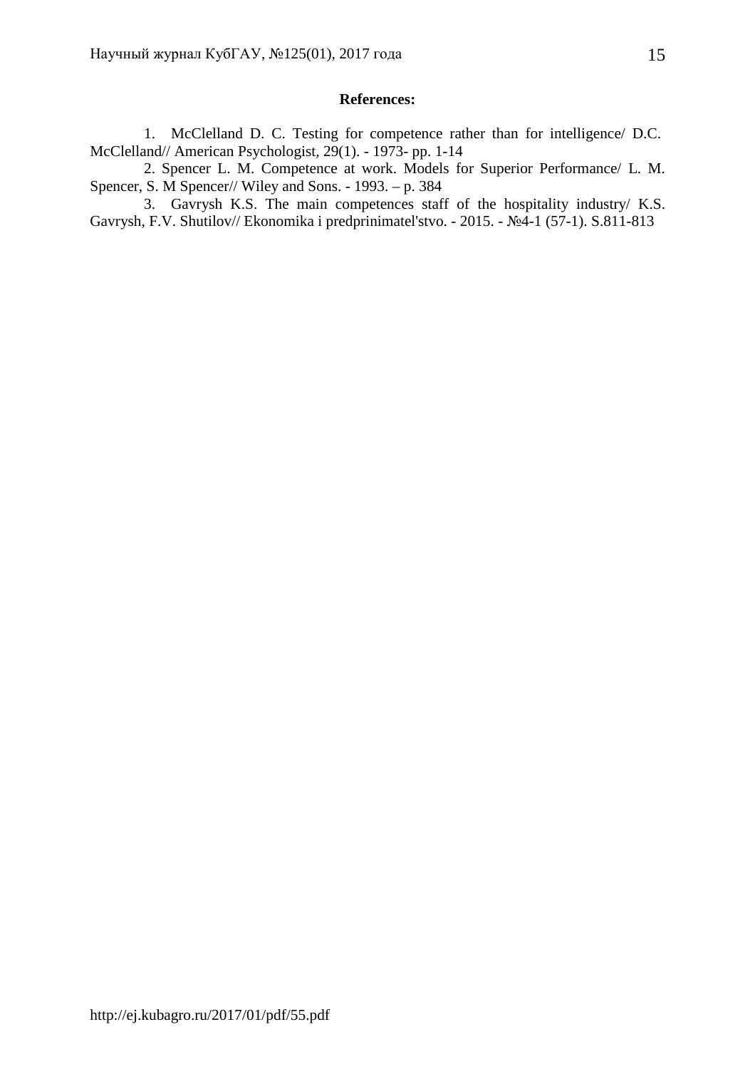**References:**

1. McClelland D. C. Testing for competence rather than for intelligence/ D.C. McClelland// American Psychologist, 29(1). - 1973- pp. 1-14

2. Spencer L. M. Competence at work. Models for Superior Performance/ L. M. Spencer, S. M Spencer// Wiley and Sons. - 1993. – p. 384

3. Gavrysh K.S. The main competences staff of the hospitality industry/ K.S. Gavrysh, F.V. Shutilov// Ekonomika i predprinimatel'stvo. - 2015. - №4-1 (57-1). S.811-813